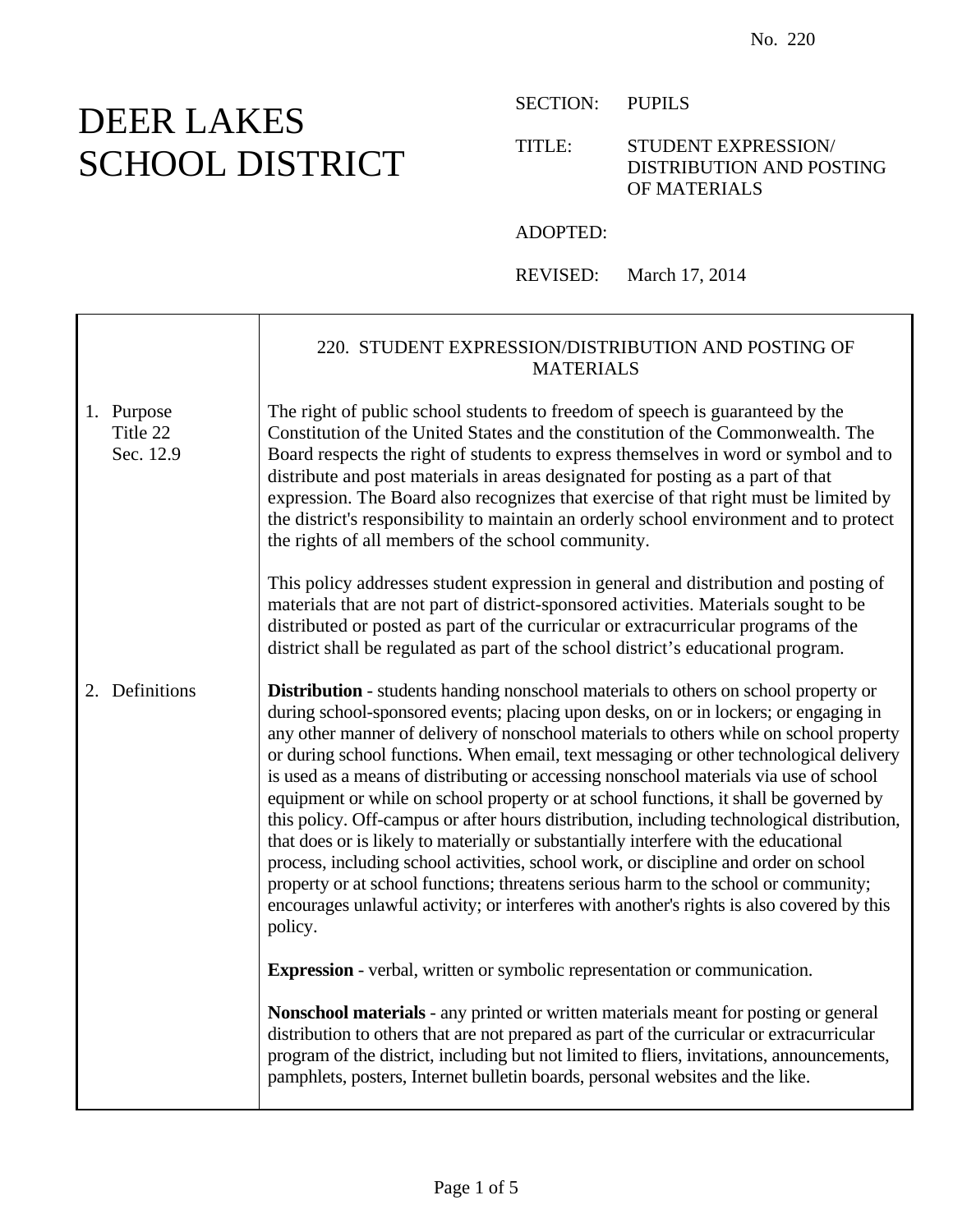No. 220

# DEER LAKES SCHOOL DISTRICT

SECTION: PUPILS

TITLE: STUDENT EXPRESSION/ DISTRIBUTION AND POSTING OF MATERIALS

ADOPTED:

REVISED: March 17, 2014

## 220. STUDENT EXPRESSION/DISTRIBUTION AND POSTING OF MATERIALS

### 1. Purpose

Title 22
Sec. 12.9

The right of public school students to freedom of speech is guaranteed by the Constitution of the United States and the constitution of the Commonwealth. The Board respects the right of students to express themselves in word or symbol and to distribute and post materials in areas designated for posting as a part of that expression. The Board also recognizes that exercise of that right must be limited by the district's responsibility to maintain an orderly school environment and to protect the rights of all members of the school community.

This policy addresses student expression in general and distribution and posting of materials that are not part of district-sponsored activities. Materials sought to be distributed or posted as part of the curricular or extracurricular programs of the district shall be regulated as part of the school district's educational program.

### 2. Definitions

**Distribution** - students handing nonschool materials to others on school property or during school-sponsored events; placing upon desks, on or in lockers; or engaging in any other manner of delivery of nonschool materials to others while on school property or during school functions. When email, text messaging or other technological delivery is used as a means of distributing or accessing nonschool materials via use of school equipment or while on school property or at school functions, it shall be governed by this policy. Off-campus or after hours distribution, including technological distribution, that does or is likely to materially or substantially interfere with the educational process, including school activities, school work, or discipline and order on school property or at school functions; threatens serious harm to the school or community; encourages unlawful activity; or interferes with another's rights is also covered by this policy.

**Expression** - verbal, written or symbolic representation or communication.

**Nonschool materials** - any printed or written materials meant for posting or general distribution to others that are not prepared as part of the curricular or extracurricular program of the district, including but not limited to fliers, invitations, announcements, pamphlets, posters, Internet bulletin boards, personal websites and the like.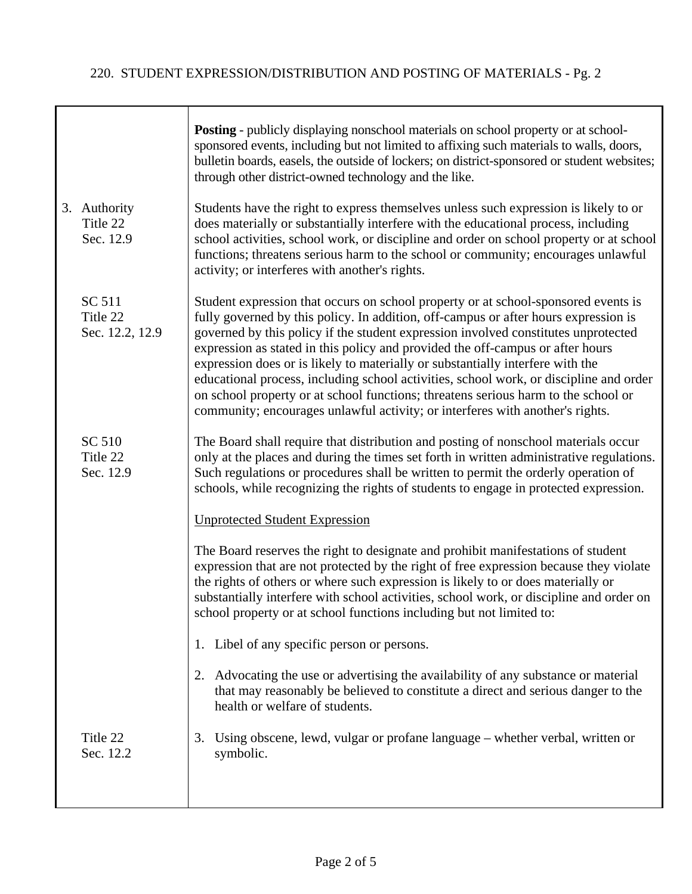**Posting** - publicly displaying nonschool materials on school property or at school-sponsored events, including but not limited to affixing such materials to walls, doors, bulletin boards, easels, the outside of lockers; on district-sponsored or student websites; through other district-owned technology and the like.

3. Authority
Title 22
Sec. 12.9

Students have the right to express themselves unless such expression is likely to or does materially or substantially interfere with the educational process, including school activities, school work, or discipline and order on school property or at school functions; threatens serious harm to the school or community; encourages unlawful activity; or interferes with another's rights.

SC 511
Title 22
Sec. 12.2, 12.9

Student expression that occurs on school property or at school-sponsored events is fully governed by this policy. In addition, off-campus or after hours expression is governed by this policy if the student expression involved constitutes unprotected expression as stated in this policy and provided the off-campus or after hours expression does or is likely to materially or substantially interfere with the educational process, including school activities, school work, or discipline and order on school property or at school functions; threatens serious harm to the school or community; encourages unlawful activity; or interferes with another's rights.

SC 510
Title 22
Sec. 12.9

The Board shall require that distribution and posting of nonschool materials occur only at the places and during the times set forth in written administrative regulations. Such regulations or procedures shall be written to permit the orderly operation of schools, while recognizing the rights of students to engage in protected expression.

Unprotected Student Expression

The Board reserves the right to designate and prohibit manifestations of student expression that are not protected by the right of free expression because they violate the rights of others or where such expression is likely to or does materially or substantially interfere with school activities, school work, or discipline and order on school property or at school functions including but not limited to:

1. Libel of any specific person or persons.

2. Advocating the use or advertising the availability of any substance or material that may reasonably be believed to constitute a direct and serious danger to the health or welfare of students.

Title 22
Sec. 12.2

3. Using obscene, lewd, vulgar or profane language – whether verbal, written or symbolic.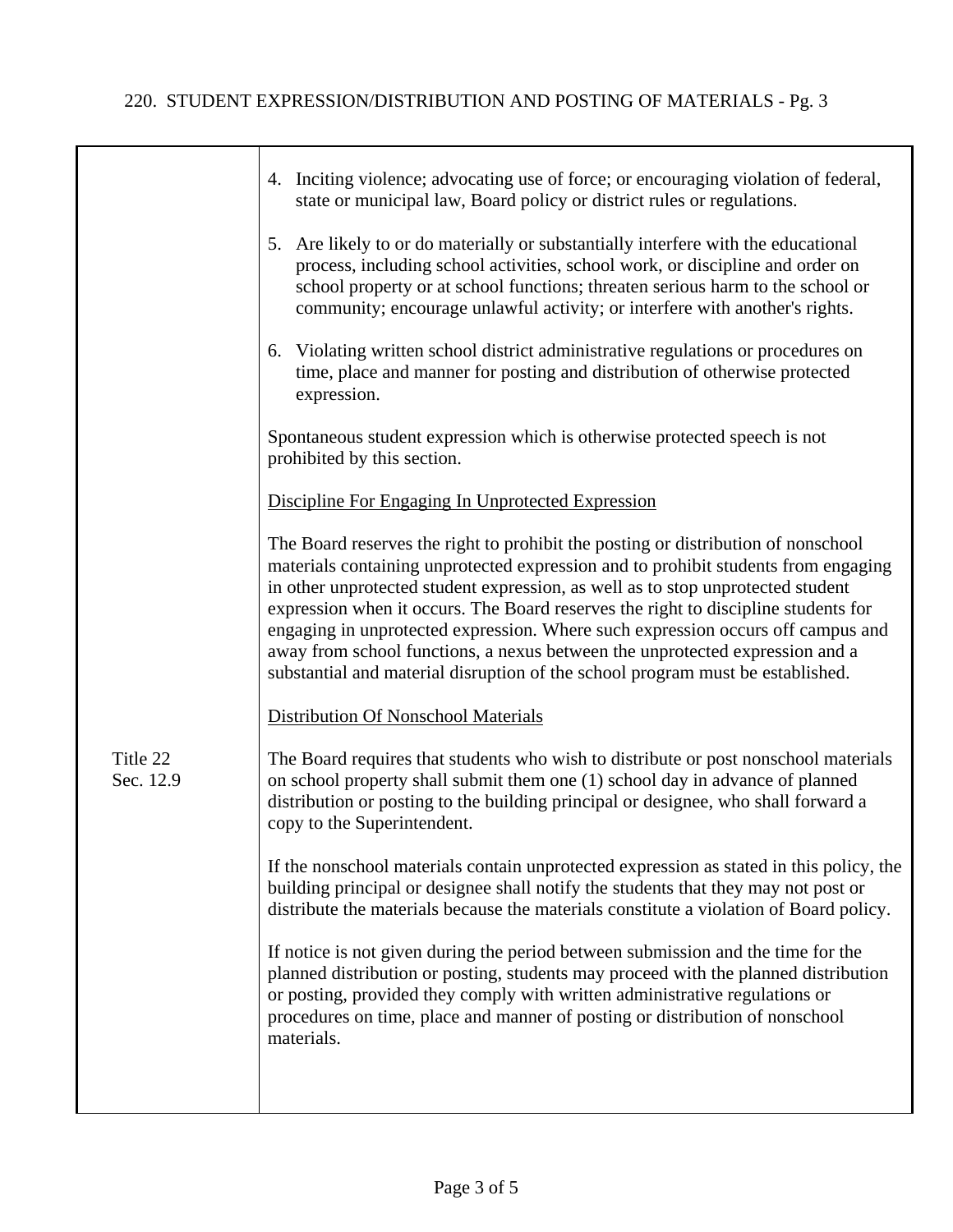4. Inciting violence; advocating use of force; or encouraging violation of federal, state or municipal law, Board policy or district rules or regulations.

5. Are likely to or do materially or substantially interfere with the educational process, including school activities, school work, or discipline and order on school property or at school functions; threaten serious harm to the school or community; encourage unlawful activity; or interfere with another's rights.

6. Violating written school district administrative regulations or procedures on time, place and manner for posting and distribution of otherwise protected expression.

Spontaneous student expression which is otherwise protected speech is not prohibited by this section.

Discipline For Engaging In Unprotected Expression

The Board reserves the right to prohibit the posting or distribution of nonschool materials containing unprotected expression and to prohibit students from engaging in other unprotected student expression, as well as to stop unprotected student expression when it occurs. The Board reserves the right to discipline students for engaging in unprotected expression. Where such expression occurs off campus and away from school functions, a nexus between the unprotected expression and a substantial and material disruption of the school program must be established.

Distribution Of Nonschool Materials

Title 22
Sec. 12.9

The Board requires that students who wish to distribute or post nonschool materials on school property shall submit them one (1) school day in advance of planned distribution or posting to the building principal or designee, who shall forward a copy to the Superintendent.

If the nonschool materials contain unprotected expression as stated in this policy, the building principal or designee shall notify the students that they may not post or distribute the materials because the materials constitute a violation of Board policy.

If notice is not given during the period between submission and the time for the planned distribution or posting, students may proceed with the planned distribution or posting, provided they comply with written administrative regulations or procedures on time, place and manner of posting or distribution of nonschool materials.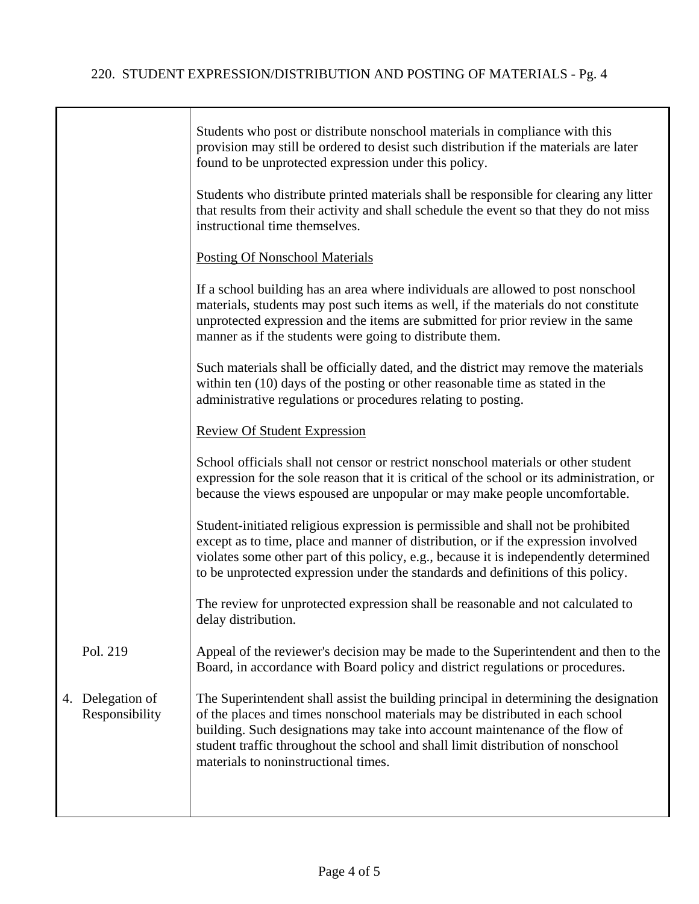Students who post or distribute nonschool materials in compliance with this provision may still be ordered to desist such distribution if the materials are later found to be unprotected expression under this policy.

Students who distribute printed materials shall be responsible for clearing any litter that results from their activity and shall schedule the event so that they do not miss instructional time themselves.

Posting Of Nonschool Materials

If a school building has an area where individuals are allowed to post nonschool materials, students may post such items as well, if the materials do not constitute unprotected expression and the items are submitted for prior review in the same manner as if the students were going to distribute them.

Such materials shall be officially dated, and the district may remove the materials within ten (10) days of the posting or other reasonable time as stated in the administrative regulations or procedures relating to posting.

Review Of Student Expression

School officials shall not censor or restrict nonschool materials or other student expression for the sole reason that it is critical of the school or its administration, or because the views espoused are unpopular or may make people uncomfortable.

Student-initiated religious expression is permissible and shall not be prohibited except as to time, place and manner of distribution, or if the expression involved violates some other part of this policy, e.g., because it is independently determined to be unprotected expression under the standards and definitions of this policy.

The review for unprotected expression shall be reasonable and not calculated to delay distribution.

Pol. 219

Appeal of the reviewer's decision may be made to the Superintendent and then to the Board, in accordance with Board policy and district regulations or procedures.

4. Delegation of Responsibility

The Superintendent shall assist the building principal in determining the designation of the places and times nonschool materials may be distributed in each school building. Such designations may take into account maintenance of the flow of student traffic throughout the school and shall limit distribution of nonschool materials to noninstructional times.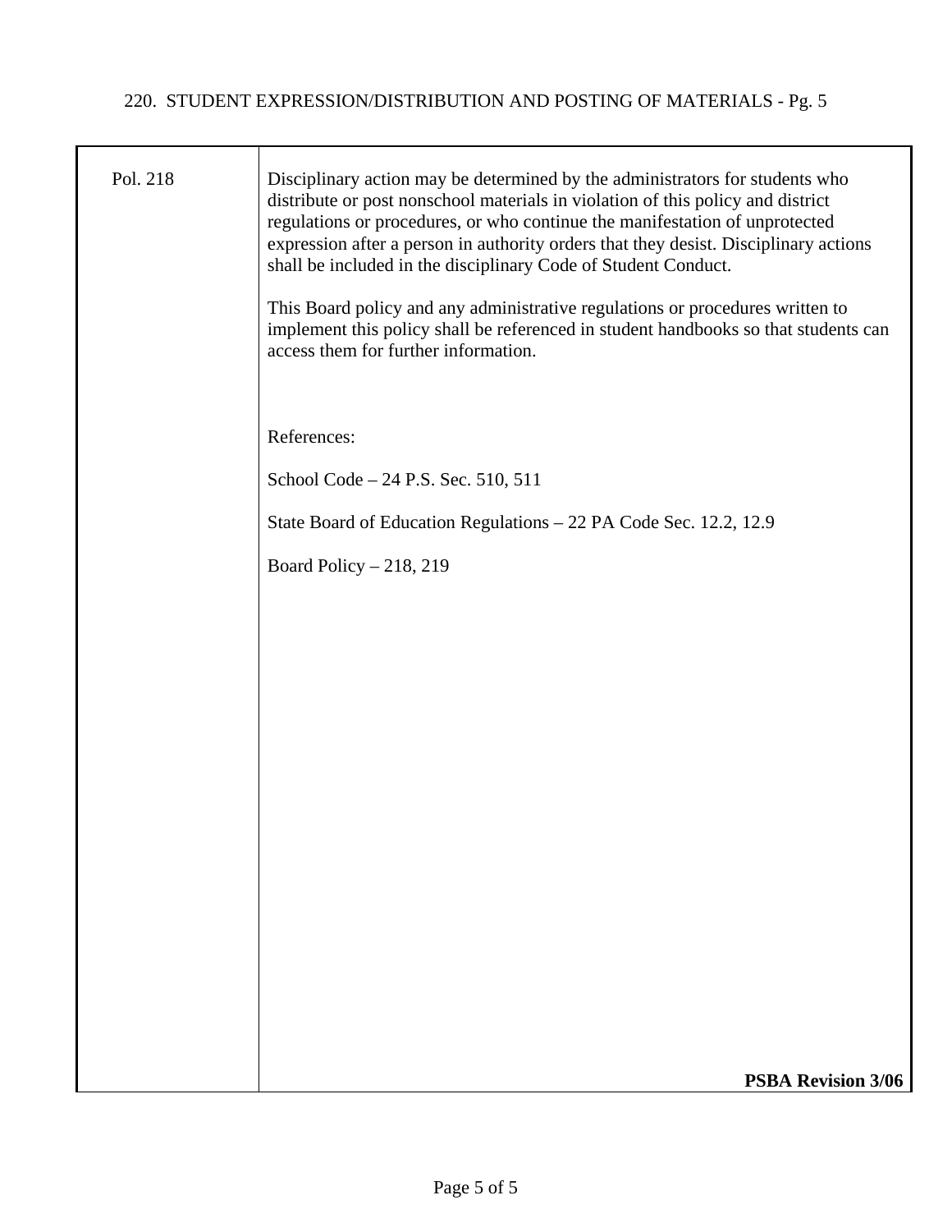Pol. 218

Disciplinary action may be determined by the administrators for students who distribute or post nonschool materials in violation of this policy and district regulations or procedures, or who continue the manifestation of unprotected expression after a person in authority orders that they desist. Disciplinary actions shall be included in the disciplinary Code of Student Conduct.

This Board policy and any administrative regulations or procedures written to implement this policy shall be referenced in student handbooks so that students can access them for further information.

References:

School Code – 24 P.S. Sec. 510, 511

State Board of Education Regulations – 22 PA Code Sec. 12.2, 12.9

Board Policy – 218, 219

**PSBA Revision 3/06**